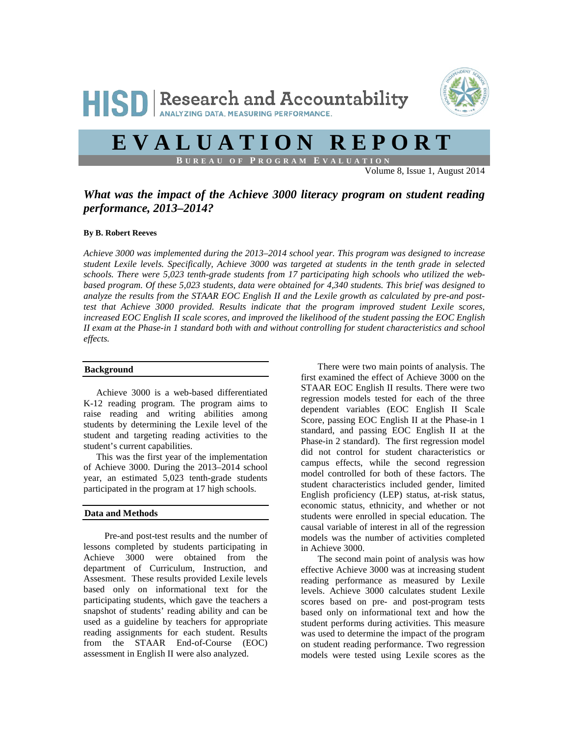HISD | Research and Accountability
ANALYZING DATA, MEASURING PERFORMANCE.

# EVALUATION REPORT

**BUREAU OF PROGRAM EVALUATION**

Volume 8, Issue 1, August 2014

## *What was the impact of the Achieve 3000 literacy program on student reading performance, 2013–2014?*

**By B. Robert Reeves**

*Achieve 3000 was implemented during the 2013–2014 school year. This program was designed to increase student Lexile levels. Specifically, Achieve 3000 was targeted at students in the tenth grade in selected schools. There were 5,023 tenth-grade students from 17 participating high schools who utilized the web-based program. Of these 5,023 students, data were obtained for 4,340 students. This brief was designed to analyze the results from the STAAR EOC English II and the Lexile growth as calculated by pre-and post-test that Achieve 3000 provided. Results indicate that the program improved student Lexile scores, increased EOC English II scale scores, and improved the likelihood of the student passing the EOC English II exam at the Phase-in 1 standard both with and without controlling for student characteristics and school effects.*

### Background

Achieve 3000 is a web-based differentiated K-12 reading program. The program aims to raise reading and writing abilities among students by determining the Lexile level of the student and targeting reading activities to the student's current capabilities.

This was the first year of the implementation of Achieve 3000. During the 2013–2014 school year, an estimated 5,023 tenth-grade students participated in the program at 17 high schools.

### Data and Methods

Pre-and post-test results and the number of lessons completed by students participating in Achieve 3000 were obtained from the department of Curriculum, Instruction, and Assesment. These results provided Lexile levels based only on informational text for the participating students, which gave the teachers a snapshot of students' reading ability and can be used as a guideline by teachers for appropriate reading assignments for each student. Results from the STAAR End-of-Course (EOC) assessment in English II were also analyzed.

There were two main points of analysis. The first examined the effect of Achieve 3000 on the STAAR EOC English II results. There were two regression models tested for each of the three dependent variables (EOC English II Scale Score, passing EOC English II at the Phase-in 1 standard, and passing EOC English II at the Phase-in 2 standard). The first regression model did not control for student characteristics or campus effects, while the second regression model controlled for both of these factors. The student characteristics included gender, limited English proficiency (LEP) status, at-risk status, economic status, ethnicity, and whether or not students were enrolled in special education. The causal variable of interest in all of the regression models was the number of activities completed in Achieve 3000.

The second main point of analysis was how effective Achieve 3000 was at increasing student reading performance as measured by Lexile levels. Achieve 3000 calculates student Lexile scores based on pre- and post-program tests based only on informational text and how the student performs during activities. This measure was used to determine the impact of the program on student reading performance. Two regression models were tested using Lexile scores as the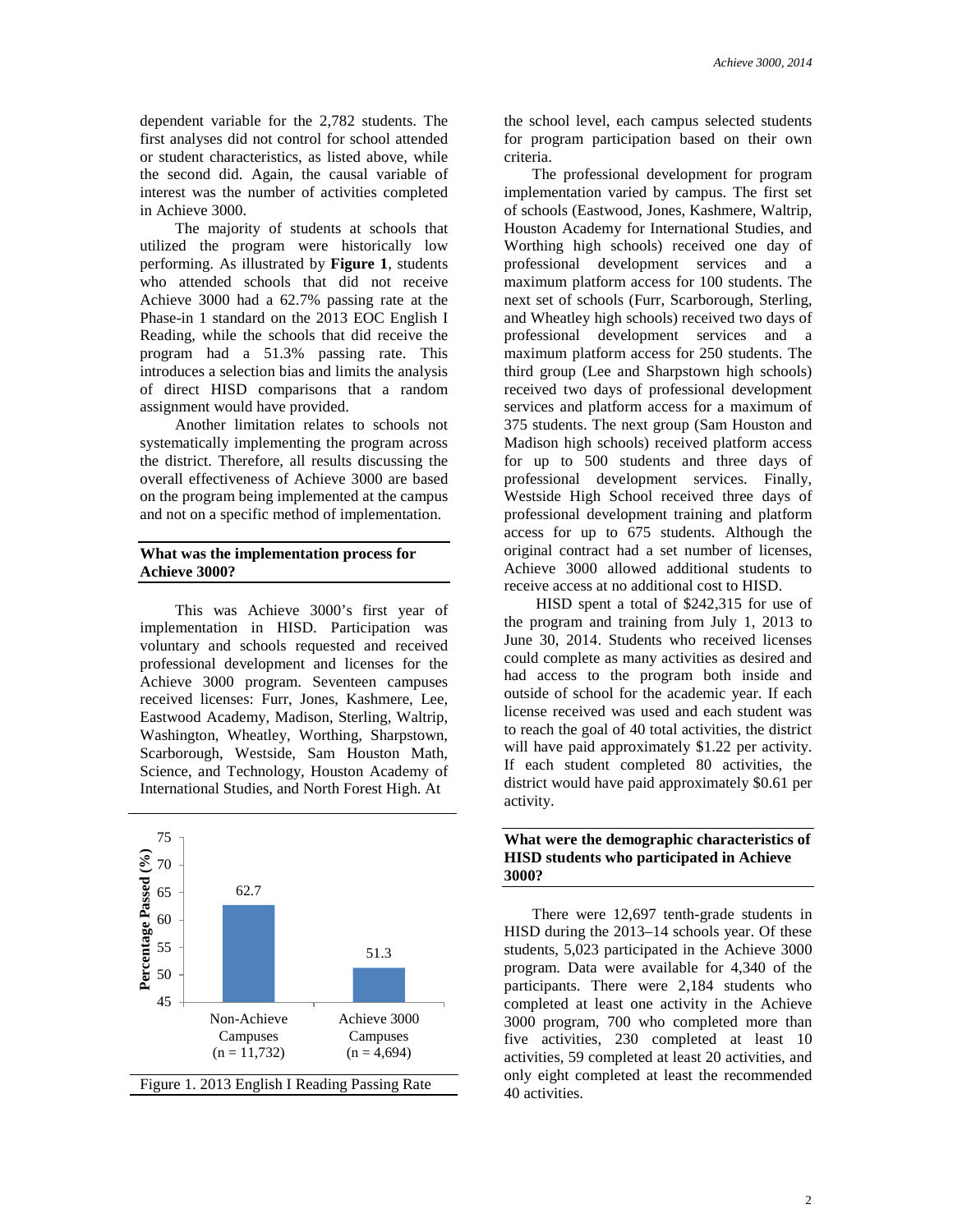dependent variable for the 2,782 students. The first analyses did not control for school attended or student characteristics, as listed above, while the second did. Again, the causal variable of interest was the number of activities completed in Achieve 3000.

The majority of students at schools that utilized the program were historically low performing. As illustrated by **Figure 1**, students who attended schools that did not receive Achieve 3000 had a 62.7% passing rate at the Phase-in 1 standard on the 2013 EOC English I Reading, while the schools that did receive the program had a 51.3% passing rate. This introduces a selection bias and limits the analysis of direct HISD comparisons that a random assignment would have provided.

Another limitation relates to schools not systematically implementing the program across the district. Therefore, all results discussing the overall effectiveness of Achieve 3000 are based on the program being implemented at the campus and not on a specific method of implementation.

## What was the implementation process for Achieve 3000?

This was Achieve 3000's first year of implementation in HISD. Participation was voluntary and schools requested and received professional development and licenses for the Achieve 3000 program. Seventeen campuses received licenses: Furr, Jones, Kashmere, Lee, Eastwood Academy, Madison, Sterling, Waltrip, Washington, Wheatley, Worthing, Sharpstown, Scarborough, Westside, Sam Houston Math, Science, and Technology, Houston Academy of International Studies, and North Forest High. At the school level, each campus selected students for program participation based on their own criteria.

| | Non-Achieve Campuses (n = 11,732) | Achieve 3000 Campuses (n = 4,694) |
|---|---|---|
| Percentage Passed (%) | 62.7 | 51.3 |

Figure 1. 2013 English I Reading Passing Rate

The professional development for program implementation varied by campus. The first set of schools (Eastwood, Jones, Kashmere, Waltrip, Houston Academy for International Studies, and Worthing high schools) received one day of professional development services and a maximum platform access for 100 students. The next set of schools (Furr, Scarborough, Sterling, and Wheatley high schools) received two days of professional development services and a maximum platform access for 250 students. The third group (Lee and Sharpstown high schools) received two days of professional development services and platform access for a maximum of 375 students. The next group (Sam Houston and Madison high schools) received platform access for up to 500 students and three days of professional development services. Finally, Westside High School received three days of professional development training and platform access for up to 675 students. Although the original contract had a set number of licenses, Achieve 3000 allowed additional students to receive access at no additional cost to HISD.

HISD spent a total of $242,315 for use of the program and training from July 1, 2013 to June 30, 2014. Students who received licenses could complete as many activities as desired and had access to the program both inside and outside of school for the academic year. If each license received was used and each student was to reach the goal of 40 total activities, the district will have paid approximately $1.22 per activity. If each student completed 80 activities, the district would have paid approximately $0.61 per activity.

## What were the demographic characteristics of HISD students who participated in Achieve 3000?

There were 12,697 tenth-grade students in HISD during the 2013–14 schools year. Of these students, 5,023 participated in the Achieve 3000 program. Data were available for 4,340 of the participants. There were 2,184 students who completed at least one activity in the Achieve 3000 program, 700 who completed more than five activities, 230 completed at least 10 activities, 59 completed at least 20 activities, and only eight completed at least the recommended 40 activities.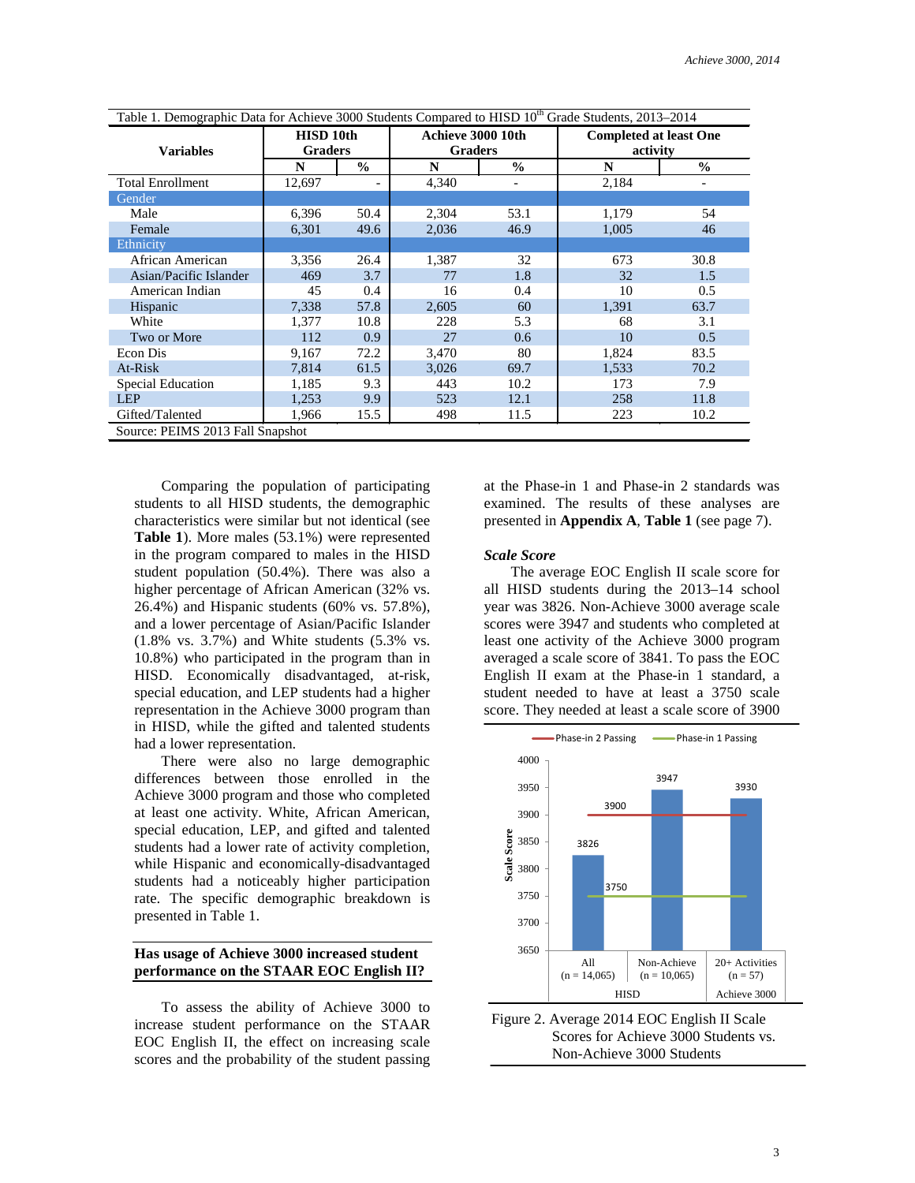Table 1. Demographic Data for Achieve 3000 Students Compared to HISD 10th Grade Students, 2013–2014

| Variables | HISD 10th Graders | | Achieve 3000 10th Graders | | Completed at least One activity | |
|---|---|---|---|---|---|---|
| | N | % | N | % | N | % |
| Total Enrollment | 12,697 | - | 4,340 | - | 2,184 | - |
| **Gender** | | | | | | |
| Male | 6,396 | 50.4 | 2,304 | 53.1 | 1,179 | 54 |
| Female | 6,301 | 49.6 | 2,036 | 46.9 | 1,005 | 46 |
| **Ethnicity** | | | | | | |
| African American | 3,356 | 26.4 | 1,387 | 32 | 673 | 30.8 |
| Asian/Pacific Islander | 469 | 3.7 | 77 | 1.8 | 32 | 1.5 |
| American Indian | 45 | 0.4 | 16 | 0.4 | 10 | 0.5 |
| Hispanic | 7,338 | 57.8 | 2,605 | 60 | 1,391 | 63.7 |
| White | 1,377 | 10.8 | 228 | 5.3 | 68 | 3.1 |
| Two or More | 112 | 0.9 | 27 | 0.6 | 10 | 0.5 |
| Econ Dis | 9,167 | 72.2 | 3,470 | 80 | 1,824 | 83.5 |
| At-Risk | 7,814 | 61.5 | 3,026 | 69.7 | 1,533 | 70.2 |
| Special Education | 1,185 | 9.3 | 443 | 10.2 | 173 | 7.9 |
| LEP | 1,253 | 9.9 | 523 | 12.1 | 258 | 11.8 |
| Gifted/Talented | 1,966 | 15.5 | 498 | 11.5 | 223 | 10.2 |

Source: PEIMS 2013 Fall Snapshot

Comparing the population of participating students to all HISD students, the demographic characteristics were similar but not identical (see **Table 1**). More males (53.1%) were represented in the program compared to males in the HISD student population (50.4%). There was also a higher percentage of African American (32% vs. 26.4%) and Hispanic students (60% vs. 57.8%), and a lower percentage of Asian/Pacific Islander (1.8% vs. 3.7%) and White students (5.3% vs. 10.8%) who participated in the program than in HISD. Economically disadvantaged, at-risk, special education, and LEP students had a higher representation in the Achieve 3000 program than in HISD, while the gifted and talented students had a lower representation.

There were also no large demographic differences between those enrolled in the Achieve 3000 program and those who completed at least one activity. White, African American, special education, LEP, and gifted and talented students had a lower rate of activity completion, while Hispanic and economically-disadvantaged students had a noticeably higher participation rate. The specific demographic breakdown is presented in Table 1.

## Has usage of Achieve 3000 increased student performance on the STAAR EOC English II?

To assess the ability of Achieve 3000 to increase student performance on the STAAR EOC English II, the effect on increasing scale scores and the probability of the student passing at the Phase-in 1 and Phase-in 2 standards was examined. The results of these analyses are presented in **Appendix A**, **Table 1** (see page 7).

### *Scale Score*

The average EOC English II scale score for all HISD students during the 2013–14 school year was 3826. Non-Achieve 3000 average scale scores were 3947 and students who completed at least one activity of the Achieve 3000 program averaged a scale score of 3841. To pass the EOC English II exam at the Phase-in 1 standard, a student needed to have at least a 3750 scale score. They needed at least a scale score of 3900

Figure 2. Average 2014 EOC English II Scale Scores for Achieve 3000 Students vs. Non-Achieve 3000 Students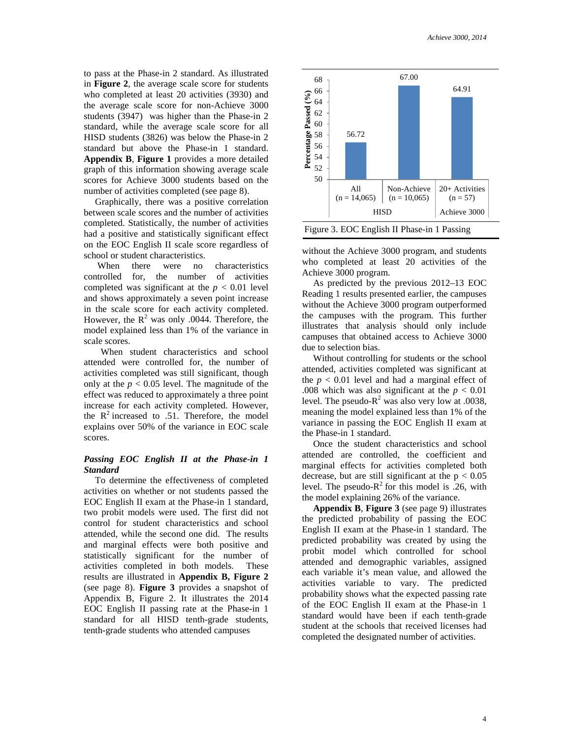to pass at the Phase-in 2 standard. As illustrated in **Figure 2**, the average scale score for students who completed at least 20 activities (3930) and the average scale score for non-Achieve 3000 students (3947) was higher than the Phase-in 2 standard, while the average scale score for all HISD students (3826) was below the Phase-in 2 standard but above the Phase-in 1 standard. **Appendix B**, **Figure 1** provides a more detailed graph of this information showing average scale scores for Achieve 3000 students based on the number of activities completed (see page 8).

Graphically, there was a positive correlation between scale scores and the number of activities completed. Statistically, the number of activities had a positive and statistically significant effect on the EOC English II scale score regardless of school or student characteristics.

When there were no characteristics controlled for, the number of activities completed was significant at the $p < 0.01$ level and shows approximately a seven point increase in the scale score for each activity completed. However, the $R^2$ was only .0044. Therefore, the model explained less than 1% of the variance in scale scores.

When student characteristics and school attended were controlled for, the number of activities completed was still significant, though only at the $p < 0.05$ level. The magnitude of the effect was reduced to approximately a three point increase for each activity completed. However, the $R^2$ increased to .51. Therefore, the model explains over 50% of the variance in EOC scale scores.

***Passing EOC English II at the Phase-in 1 Standard***

To determine the effectiveness of completed activities on whether or not students passed the EOC English II exam at the Phase-in 1 standard, two probit models were used. The first did not control for student characteristics and school attended, while the second one did. The results and marginal effects were both positive and statistically significant for the number of activities completed in both models. These results are illustrated in **Appendix B, Figure 2** (see page 8). **Figure 3** provides a snapshot of Appendix B, Figure 2. It illustrates the 2014 EOC English II passing rate at the Phase-in 1 standard for all HISD tenth-grade students, tenth-grade students who attended campuses

| | HISD: All (n = 14,065) | HISD: Non-Achieve (n = 10,065) | Achieve 3000: 20+ Activities (n = 57) |
|---|---|---|---|
| Percentage Passed (%) | 56.72 | 67.00 | 64.91 |

Figure 3. EOC English II Phase-in 1 Passing

without the Achieve 3000 program, and students who completed at least 20 activities of the Achieve 3000 program.

As predicted by the previous 2012–13 EOC Reading 1 results presented earlier, the campuses without the Achieve 3000 program outperformed the campuses with the program. This further illustrates that analysis should only include campuses that obtained access to Achieve 3000 due to selection bias.

Without controlling for students or the school attended, activities completed was significant at the $p < 0.01$ level and had a marginal effect of .008 which was also significant at the $p < 0.01$ level. The pseudo-$R^2$ was also very low at .0038, meaning the model explained less than 1% of the variance in passing the EOC English II exam at the Phase-in 1 standard.

Once the student characteristics and school attended are controlled, the coefficient and marginal effects for activities completed both decrease, but are still significant at the $p < 0.05$ level. The pseudo-$R^2$ for this model is .26, with the model explaining 26% of the variance.

**Appendix B**, **Figure 3** (see page 9) illustrates the predicted probability of passing the EOC English II exam at the Phase-in 1 standard. The predicted probability was created by using the probit model which controlled for school attended and demographic variables, assigned each variable it's mean value, and allowed the activities variable to vary. The predicted probability shows what the expected passing rate of the EOC English II exam at the Phase-in 1 standard would have been if each tenth-grade student at the schools that received licenses had completed the designated number of activities.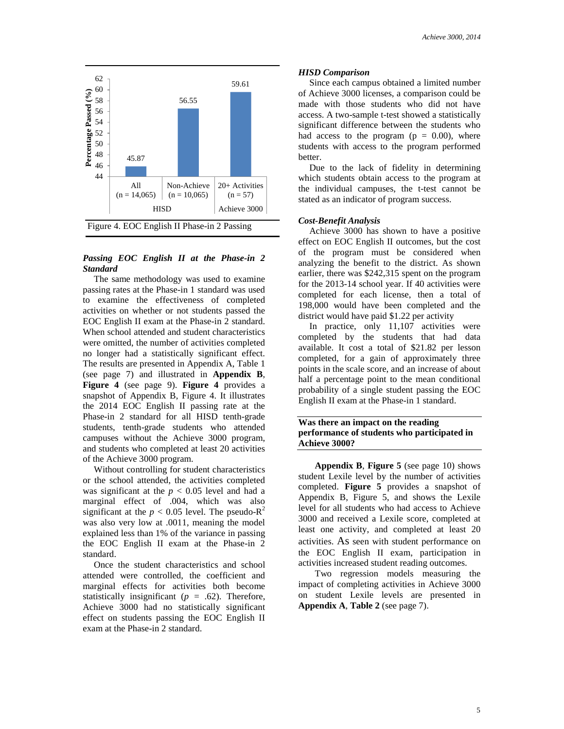Figure 4. EOC English II Phase-in 2 Passing

### *Passing EOC English II at the Phase-in 2 Standard*

The same methodology was used to examine passing rates at the Phase-in 1 standard was used to examine the effectiveness of completed activities on whether or not students passed the EOC English II exam at the Phase-in 2 standard. When school attended and student characteristics were omitted, the number of activities completed no longer had a statistically significant effect. The results are presented in Appendix A, Table 1 (see page 7) and illustrated in **Appendix B**, **Figure 4** (see page 9). **Figure 4** provides a snapshot of Appendix B, Figure 4. It illustrates the 2014 EOC English II passing rate at the Phase-in 2 standard for all HISD tenth-grade students, tenth-grade students who attended campuses without the Achieve 3000 program, and students who completed at least 20 activities of the Achieve 3000 program.

Without controlling for student characteristics or the school attended, the activities completed was significant at the $p < 0.05$ level and had a marginal effect of .004, which was also significant at the $p < 0.05$ level. The pseudo-$R^2$ was also very low at .0011, meaning the model explained less than 1% of the variance in passing the EOC English II exam at the Phase-in 2 standard.

Once the student characteristics and school attended were controlled, the coefficient and marginal effects for activities both become statistically insignificant ($p$ = .62). Therefore, Achieve 3000 had no statistically significant effect on students passing the EOC English II exam at the Phase-in 2 standard.

### *HISD Comparison*

Since each campus obtained a limited number of Achieve 3000 licenses, a comparison could be made with those students who did not have access. A two-sample t-test showed a statistically significant difference between the students who had access to the program (p = 0.00), where students with access to the program performed better.

Due to the lack of fidelity in determining which students obtain access to the program at the individual campuses, the t-test cannot be stated as an indicator of program success.

### *Cost-Benefit Analysis*

Achieve 3000 has shown to have a positive effect on EOC English II outcomes, but the cost of the program must be considered when analyzing the benefit to the district. As shown earlier, there was $242,315 spent on the program for the 2013-14 school year. If 40 activities were completed for each license, then a total of 198,000 would have been completed and the district would have paid $1.22 per activity

In practice, only 11,107 activities were completed by the students that had data available. It cost a total of $21.82 per lesson completed, for a gain of approximately three points in the scale score, and an increase of about half a percentage point to the mean conditional probability of a single student passing the EOC English II exam at the Phase-in 1 standard.

### **Was there an impact on the reading performance of students who participated in Achieve 3000?**

**Appendix B**, **Figure 5** (see page 10) shows student Lexile level by the number of activities completed. **Figure 5** provides a snapshot of Appendix B, Figure 5, and shows the Lexile level for all students who had access to Achieve 3000 and received a Lexile score, completed at least one activity, and completed at least 20 activities. As seen with student performance on the EOC English II exam, participation in activities increased student reading outcomes.

Two regression models measuring the impact of completing activities in Achieve 3000 on student Lexile levels are presented in **Appendix A**, **Table 2** (see page 7).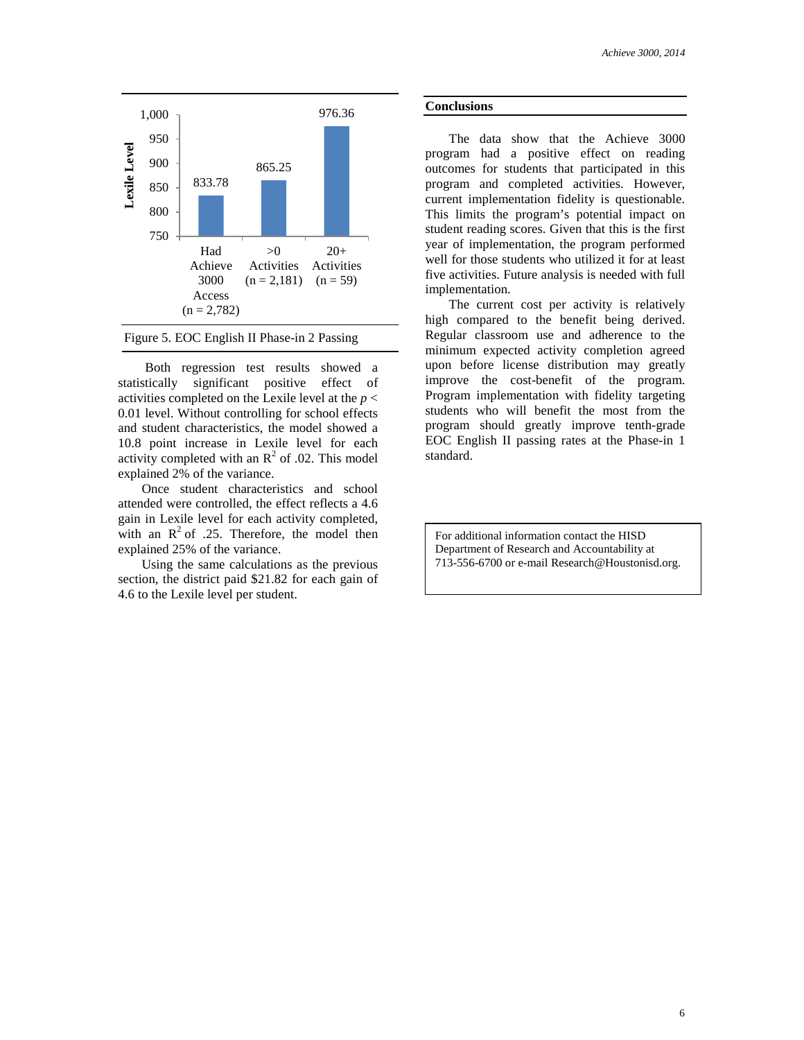| | Lexile Level |
|---|---|
| Had Achieve 3000 Access (n = 2,782) | 833.78 |
| >0 Activities (n = 2,181) | 865.25 |
| 20+ Activities (n = 59) | 976.36 |

Figure 5. EOC English II Phase-in 2 Passing

Both regression test results showed a statistically significant positive effect of activities completed on the Lexile level at the $p < 0.01$ level. Without controlling for school effects and student characteristics, the model showed a 10.8 point increase in Lexile level for each activity completed with an $R^2$ of .02. This model explained 2% of the variance.

Once student characteristics and school attended were controlled, the effect reflects a 4.6 gain in Lexile level for each activity completed, with an $R^2$ of .25. Therefore, the model then explained 25% of the variance.

Using the same calculations as the previous section, the district paid $21.82 for each gain of 4.6 to the Lexile level per student.

## Conclusions

The data show that the Achieve 3000 program had a positive effect on reading outcomes for students that participated in this program and completed activities. However, current implementation fidelity is questionable. This limits the program's potential impact on student reading scores. Given that this is the first year of implementation, the program performed well for those students who utilized it for at least five activities. Future analysis is needed with full implementation.

The current cost per activity is relatively high compared to the benefit being derived. Regular classroom use and adherence to the minimum expected activity completion agreed upon before license distribution may greatly improve the cost-benefit of the program. Program implementation with fidelity targeting students who will benefit the most from the program should greatly improve tenth-grade EOC English II passing rates at the Phase-in 1 standard.

For additional information contact the HISD Department of Research and Accountability at 713-556-6700 or e-mail Research@Houstonisd.org.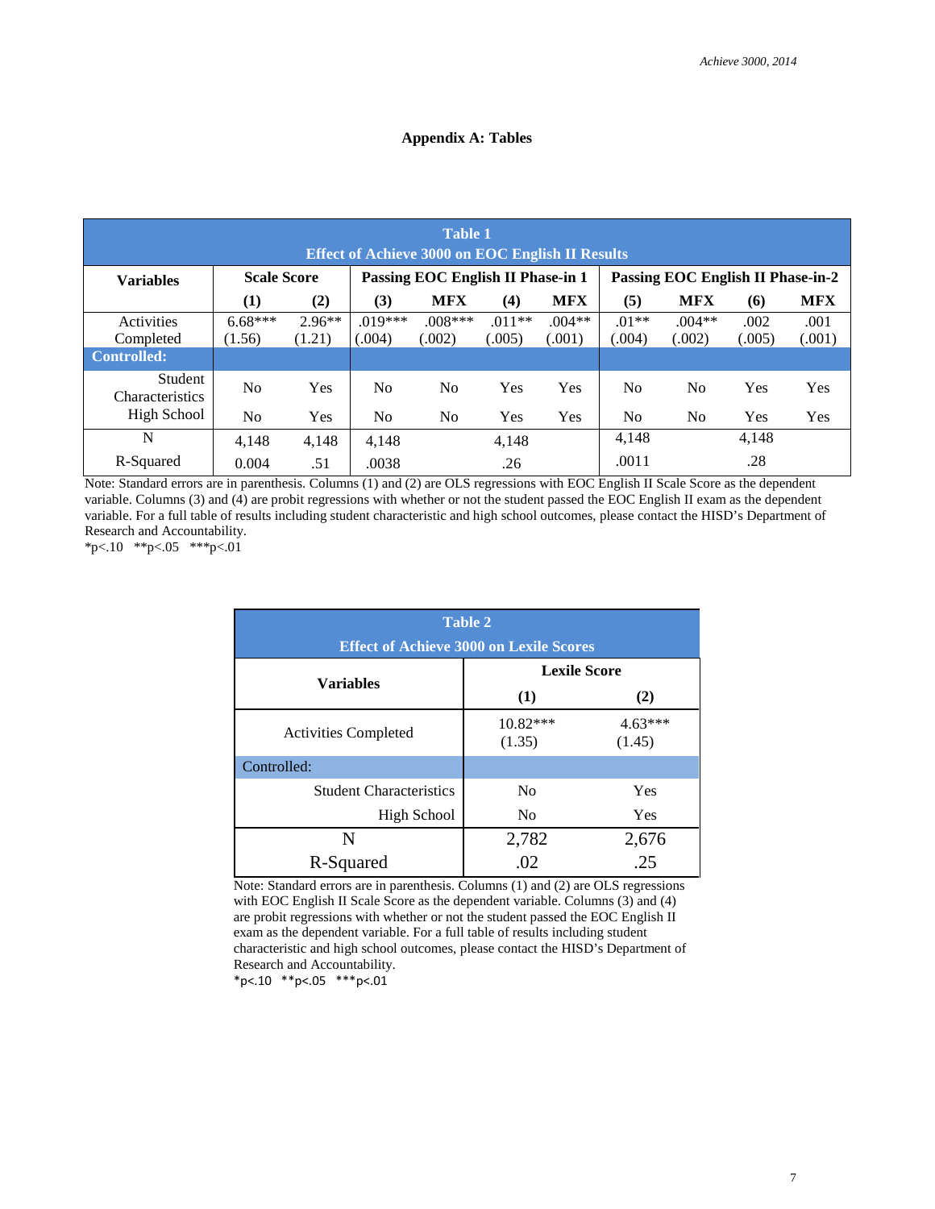## Appendix A: Tables

| Table 1<br>Effect of Achieve 3000 on EOC English II Results | | | | | | | | | | |
|---|---|---|---|---|---|---|---|---|---|---|
| **Variables** | **Scale Score** | | **Passing EOC English II Phase-in 1** | | | | **Passing EOC English II Phase-in-2** | | | |
| | **(1)** | **(2)** | **(3)** | **MFX** | **(4)** | **MFX** | **(5)** | **MFX** | **(6)** | **MFX** |
| Activities Completed | 6.68***<br>(1.56) | 2.96**<br>(1.21) | .019***<br>(.004) | .008***<br>(.002) | .011**<br>(.005) | .004**<br>(.001) | .01**<br>(.004) | .004**<br>(.002) | .002<br>(.005) | .001<br>(.001) |
| **Controlled:** | | | | | | | | | | |
| Student Characteristics | No | Yes | No | No | Yes | Yes | No | No | Yes | Yes |
| High School | No | Yes | No | No | Yes | Yes | No | No | Yes | Yes |
| N | 4,148 | 4,148 | 4,148 | | 4,148 | | 4,148 | | 4,148 | |
| R-Squared | 0.004 | .51 | .0038 | | .26 | | .0011 | | .28 | |

Note: Standard errors are in parenthesis. Columns (1) and (2) are OLS regressions with EOC English II Scale Score as the dependent variable. Columns (3) and (4) are probit regressions with whether or not the student passed the EOC English II exam as the dependent variable. For a full table of results including student characteristic and high school outcomes, please contact the HISD's Department of Research and Accountability.
*p<.10 **p<.05 ***p<.01

| Table 2<br>Effect of Achieve 3000 on Lexile Scores | | |
|---|---|---|
| **Variables** | **Lexile Score** | |
| | **(1)** | **(2)** |
| Activities Completed | 10.82***<br>(1.35) | 4.63***<br>(1.45) |
| Controlled: | | |
| Student Characteristics | No | Yes |
| High School | No | Yes |
| N | 2,782 | 2,676 |
| R-Squared | .02 | .25 |

Note: Standard errors are in parenthesis. Columns (1) and (2) are OLS regressions with EOC English II Scale Score as the dependent variable. Columns (3) and (4) are probit regressions with whether or not the student passed the EOC English II exam as the dependent variable. For a full table of results including student characteristic and high school outcomes, please contact the HISD's Department of Research and Accountability.
*p<.10 **p<.05 ***p<.01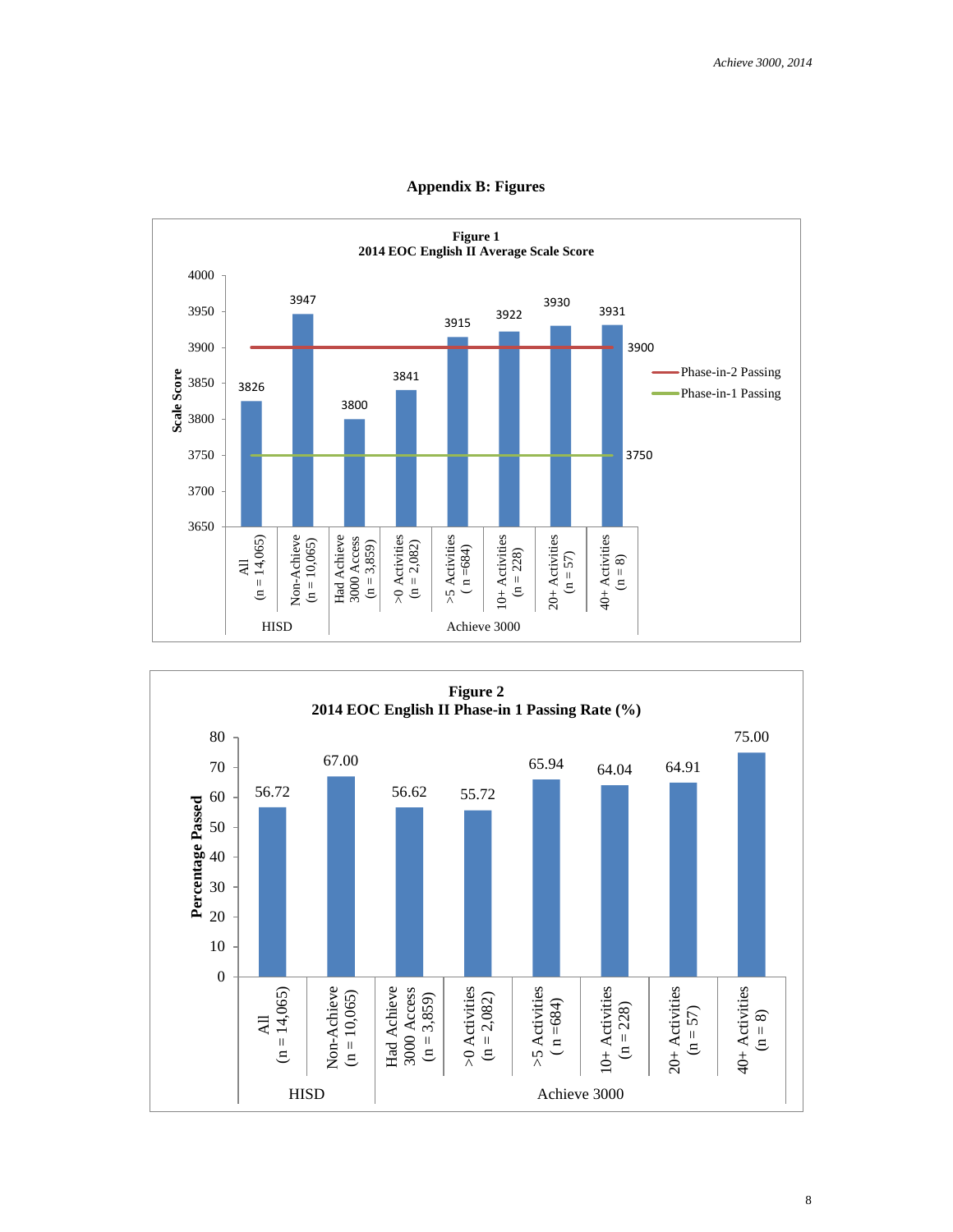## Appendix B: Figures

**Figure 1**
**2014 EOC English II Average Scale Score**

| Group | Category | Scale Score |
|---|---|---|
| HISD | All (n = 14,065) | 3826 |
| HISD | Non-Achieve (n = 10,065) | 3947 |
| Achieve 3000 | Had Achieve 3000 Access (n = 3,859) | 3800 |
| Achieve 3000 | >0 Activities (n = 2,082) | 3841 |
| Achieve 3000 | >5 Activities ( n =684) | 3915 |
| Achieve 3000 | 10+ Activities (n = 228) | 3922 |
| Achieve 3000 | 20+ Activities (n = 57) | 3930 |
| Achieve 3000 | 40+ Activities (n = 8) | 3931 |

Phase-in-2 Passing: 3900
Phase-in-1 Passing: 3750

**Figure 2**
**2014 EOC English II Phase-in 1 Passing Rate (%)**

| Group | Category | Percentage Passed |
|---|---|---|
| HISD | All (n = 14,065) | 56.72 |
| HISD | Non-Achieve (n = 10,065) | 67.00 |
| Achieve 3000 | Had Achieve 3000 Access (n = 3,859) | 56.62 |
| Achieve 3000 | >0 Activities (n = 2,082) | 55.72 |
| Achieve 3000 | >5 Activities ( n =684) | 65.94 |
| Achieve 3000 | 10+ Activities (n = 228) | 64.04 |
| Achieve 3000 | 20+ Activities (n = 57) | 64.91 |
| Achieve 3000 | 40+ Activities (n = 8) | 75.00 |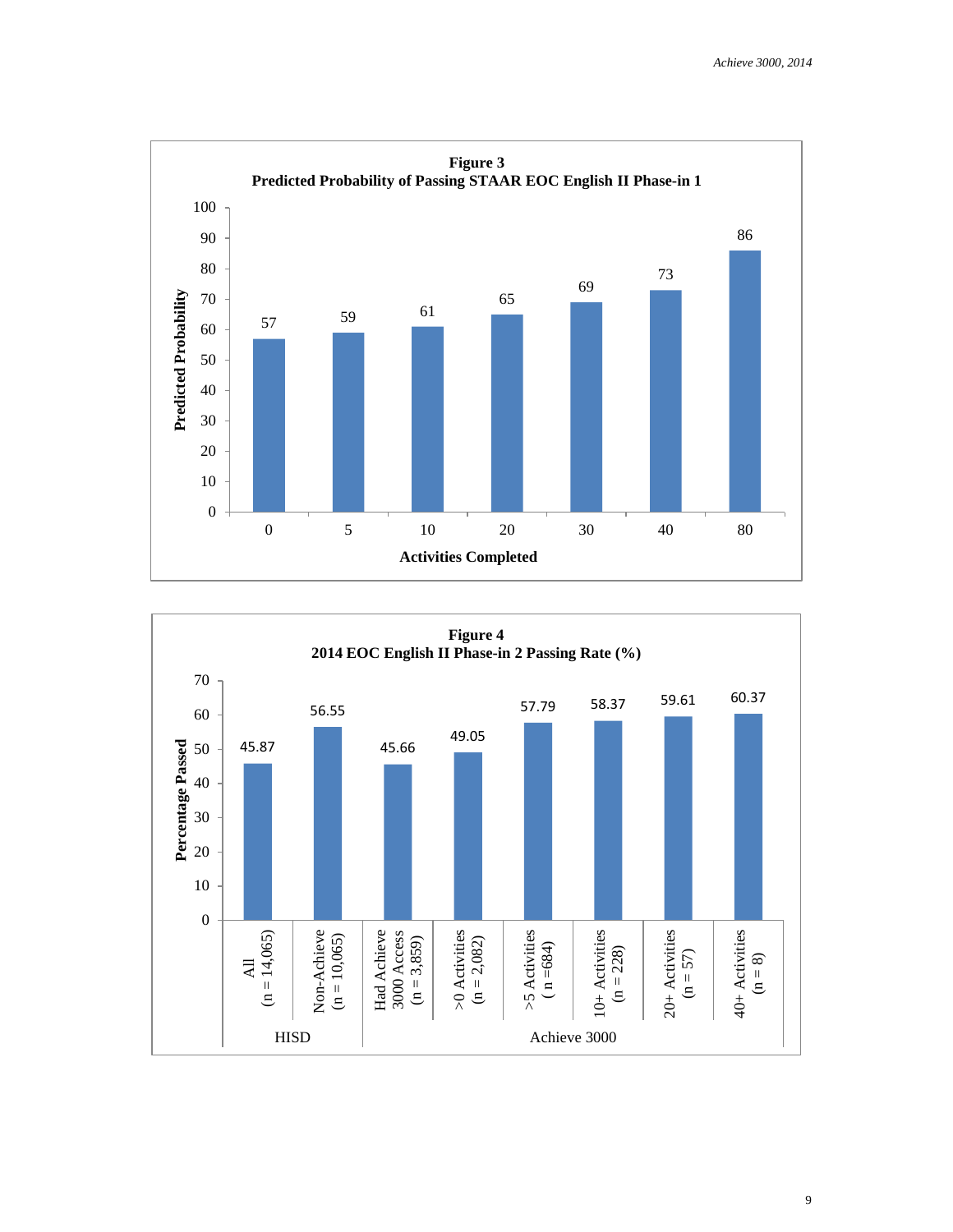**Figure 3**
**Predicted Probability of Passing STAAR EOC English II Phase-in 1**

| Activities Completed | Predicted Probability |
|---|---|
| 0 | 57 |
| 5 | 59 |
| 10 | 61 |
| 20 | 65 |
| 30 | 69 |
| 40 | 73 |
| 80 | 86 |

**Figure 4**
**2014 EOC English II Phase-in 2 Passing Rate (%)**

| Group | Category | Percentage Passed |
|---|---|---|
| HISD | All (n = 14,065) | 45.87 |
| HISD | Non-Achieve (n = 10,065) | 56.55 |
| Achieve 3000 | Had Achieve 3000 Access (n = 3,859) | 45.66 |
| Achieve 3000 | >0 Activities (n = 2,082) | 49.05 |
| Achieve 3000 | >5 Activities ( n =684) | 57.79 |
| Achieve 3000 | 10+ Activities (n = 228) | 58.37 |
| Achieve 3000 | 20+ Activities (n = 57) | 59.61 |
| Achieve 3000 | 40+ Activities (n = 8) | 60.37 |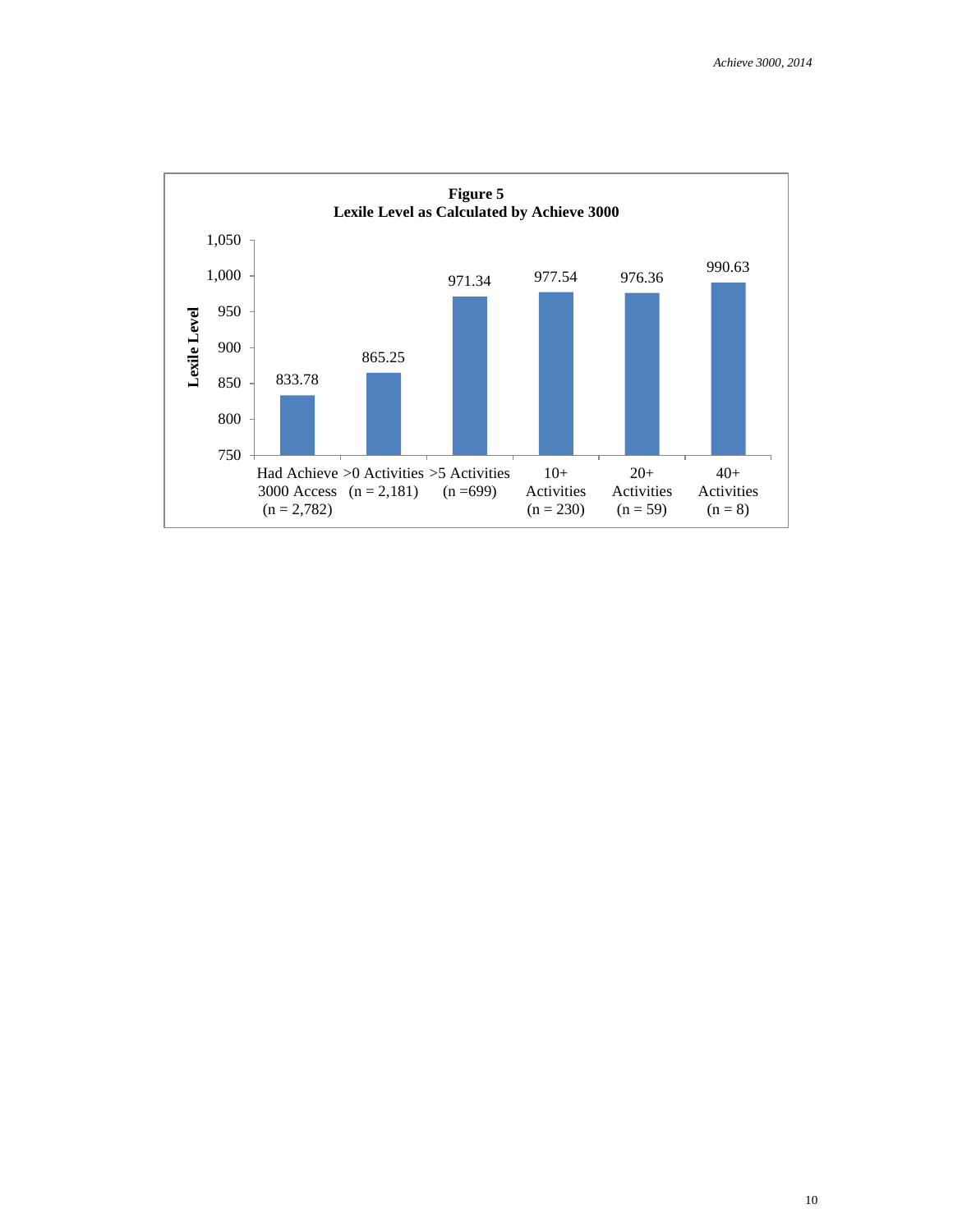**Figure 5**
**Lexile Level as Calculated by Achieve 3000**

Lexile Level

1,050
1,000
950
900
850
800
750

833.78
865.25
971.34
977.54
976.36
990.63

Had Achieve 3000 Access (n = 2,782)
>0 Activities (n = 2,181)
>5 Activities (n =699)
10+ Activities (n = 230)
20+ Activities (n = 59)
40+ Activities (n = 8)